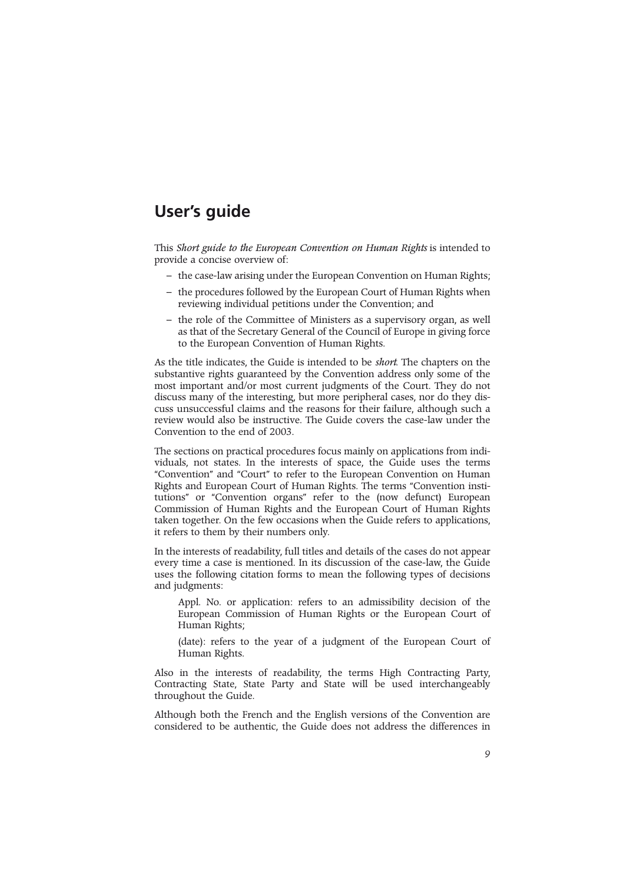# User's guide

This *Short guide to the European Convention on Human Rights* is intended to provide a concise overview of:

- the case-law arising under the European Convention on Human Rights;
- the procedures followed by the European Court of Human Rights when reviewing individual petitions under the Convention; and
- the role of the Committee of Ministers as a supervisory organ, as well as that of the Secretary General of the Council of Europe in giving force to the European Convention of Human Rights.

As the title indicates, the Guide is intended to be *short*. The chapters on the substantive rights guaranteed by the Convention address only some of the most important and/or most current judgments of the Court. They do not discuss many of the interesting, but more peripheral cases, nor do they discuss unsuccessful claims and the reasons for their failure, although such a review would also be instructive. The Guide covers the case-law under the Convention to the end of 2003.

The sections on practical procedures focus mainly on applications from individuals, not states. In the interests of space, the Guide uses the terms "Convention" and "Court" to refer to the European Convention on Human Rights and European Court of Human Rights. The terms "Convention institutions" or "Convention organs" refer to the (now defunct) European Commission of Human Rights and the European Court of Human Rights taken together. On the few occasions when the Guide refers to applications, it refers to them by their numbers only.

In the interests of readability, full titles and details of the cases do not appear every time a case is mentioned. In its discussion of the case-law, the Guide uses the following citation forms to mean the following types of decisions and judgments:

> Appl. No. or application: refers to an admissibility decision of the European Commission of Human Rights or the European Court of Human Rights;
>
> (date): refers to the year of a judgment of the European Court of Human Rights.

Also in the interests of readability, the terms High Contracting Party, Contracting State, State Party and State will be used interchangeably throughout the Guide.

Although both the French and the English versions of the Convention are considered to be authentic, the Guide does not address the differences in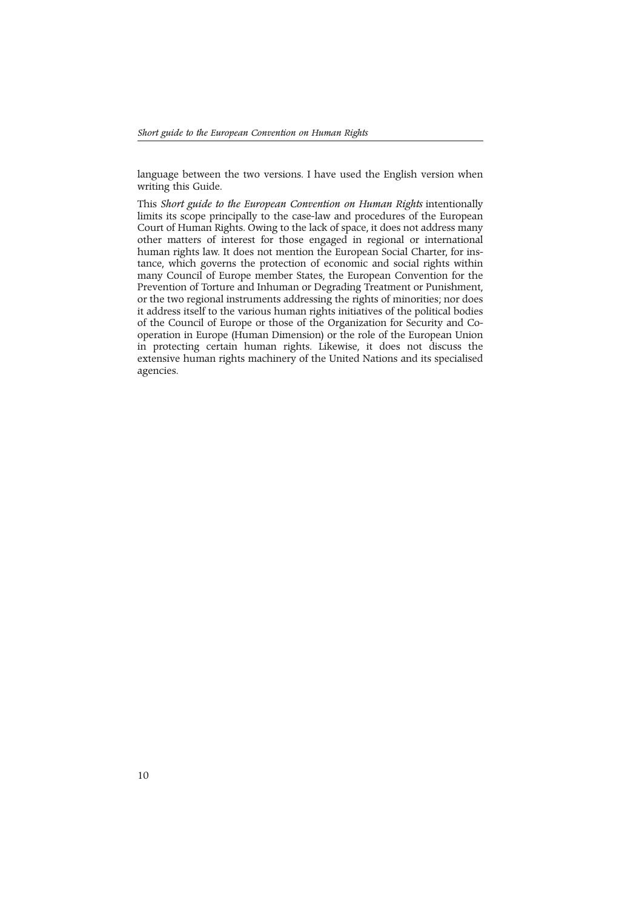language between the two versions. I have used the English version when writing this Guide.

This *Short guide to the European Convention on Human Rights* intentionally limits its scope principally to the case-law and procedures of the European Court of Human Rights. Owing to the lack of space, it does not address many other matters of interest for those engaged in regional or international human rights law. It does not mention the European Social Charter, for instance, which governs the protection of economic and social rights within many Council of Europe member States, the European Convention for the Prevention of Torture and Inhuman or Degrading Treatment or Punishment, or the two regional instruments addressing the rights of minorities; nor does it address itself to the various human rights initiatives of the political bodies of the Council of Europe or those of the Organization for Security and Co-operation in Europe (Human Dimension) or the role of the European Union in protecting certain human rights. Likewise, it does not discuss the extensive human rights machinery of the United Nations and its specialised agencies.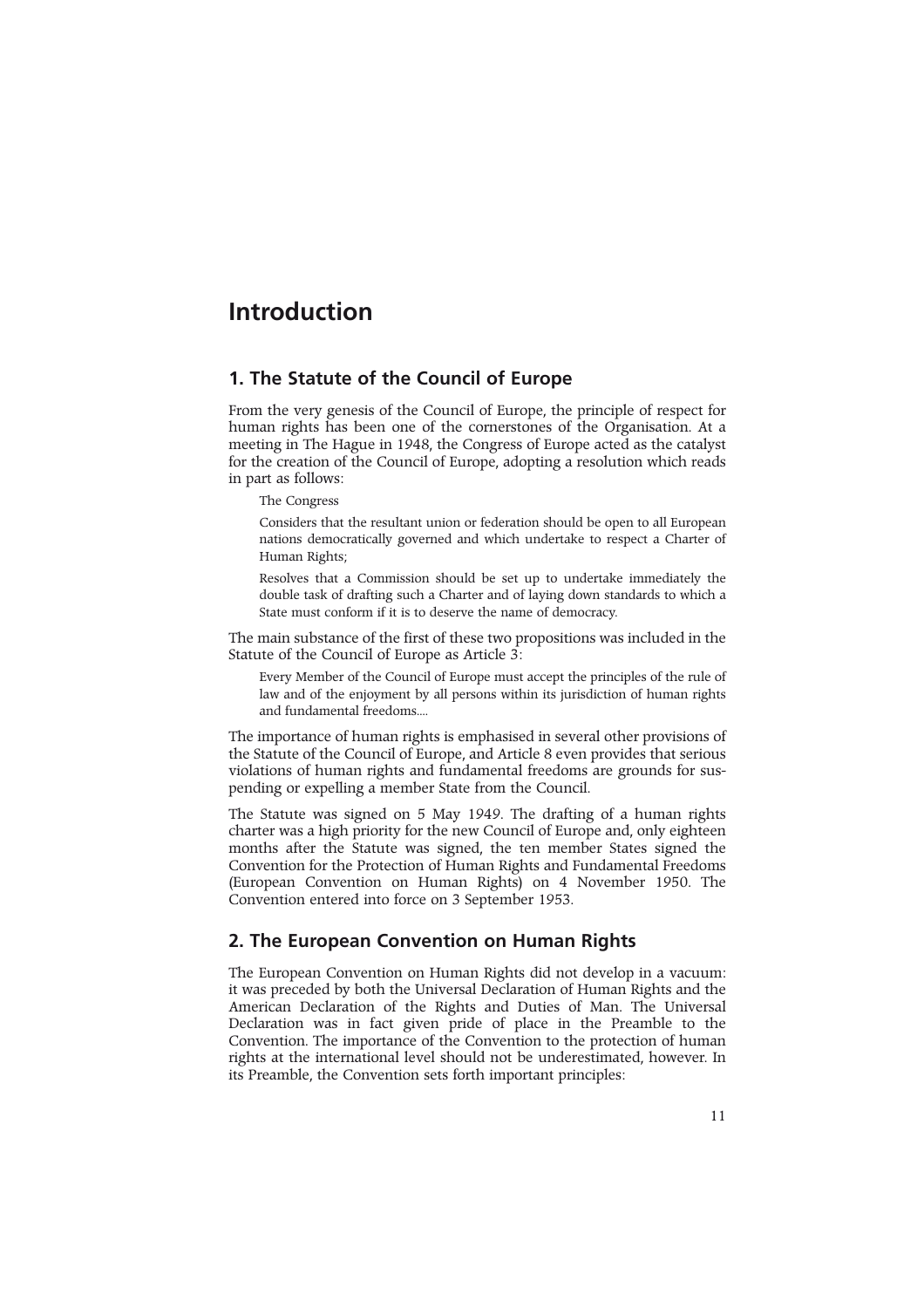# Introduction

## 1. The Statute of the Council of Europe

From the very genesis of the Council of Europe, the principle of respect for human rights has been one of the cornerstones of the Organisation. At a meeting in The Hague in 1948, the Congress of Europe acted as the catalyst for the creation of the Council of Europe, adopting a resolution which reads in part as follows:

> The Congress
>
> Considers that the resultant union or federation should be open to all European nations democratically governed and which undertake to respect a Charter of Human Rights;
>
> Resolves that a Commission should be set up to undertake immediately the double task of drafting such a Charter and of laying down standards to which a State must conform if it is to deserve the name of democracy.

The main substance of the first of these two propositions was included in the Statute of the Council of Europe as Article 3:

> Every Member of the Council of Europe must accept the principles of the rule of law and of the enjoyment by all persons within its jurisdiction of human rights and fundamental freedoms....

The importance of human rights is emphasised in several other provisions of the Statute of the Council of Europe, and Article 8 even provides that serious violations of human rights and fundamental freedoms are grounds for suspending or expelling a member State from the Council.

The Statute was signed on 5 May 1949. The drafting of a human rights charter was a high priority for the new Council of Europe and, only eighteen months after the Statute was signed, the ten member States signed the Convention for the Protection of Human Rights and Fundamental Freedoms (European Convention on Human Rights) on 4 November 1950. The Convention entered into force on 3 September 1953.

## 2. The European Convention on Human Rights

The European Convention on Human Rights did not develop in a vacuum: it was preceded by both the Universal Declaration of Human Rights and the American Declaration of the Rights and Duties of Man. The Universal Declaration was in fact given pride of place in the Preamble to the Convention. The importance of the Convention to the protection of human rights at the international level should not be underestimated, however. In its Preamble, the Convention sets forth important principles: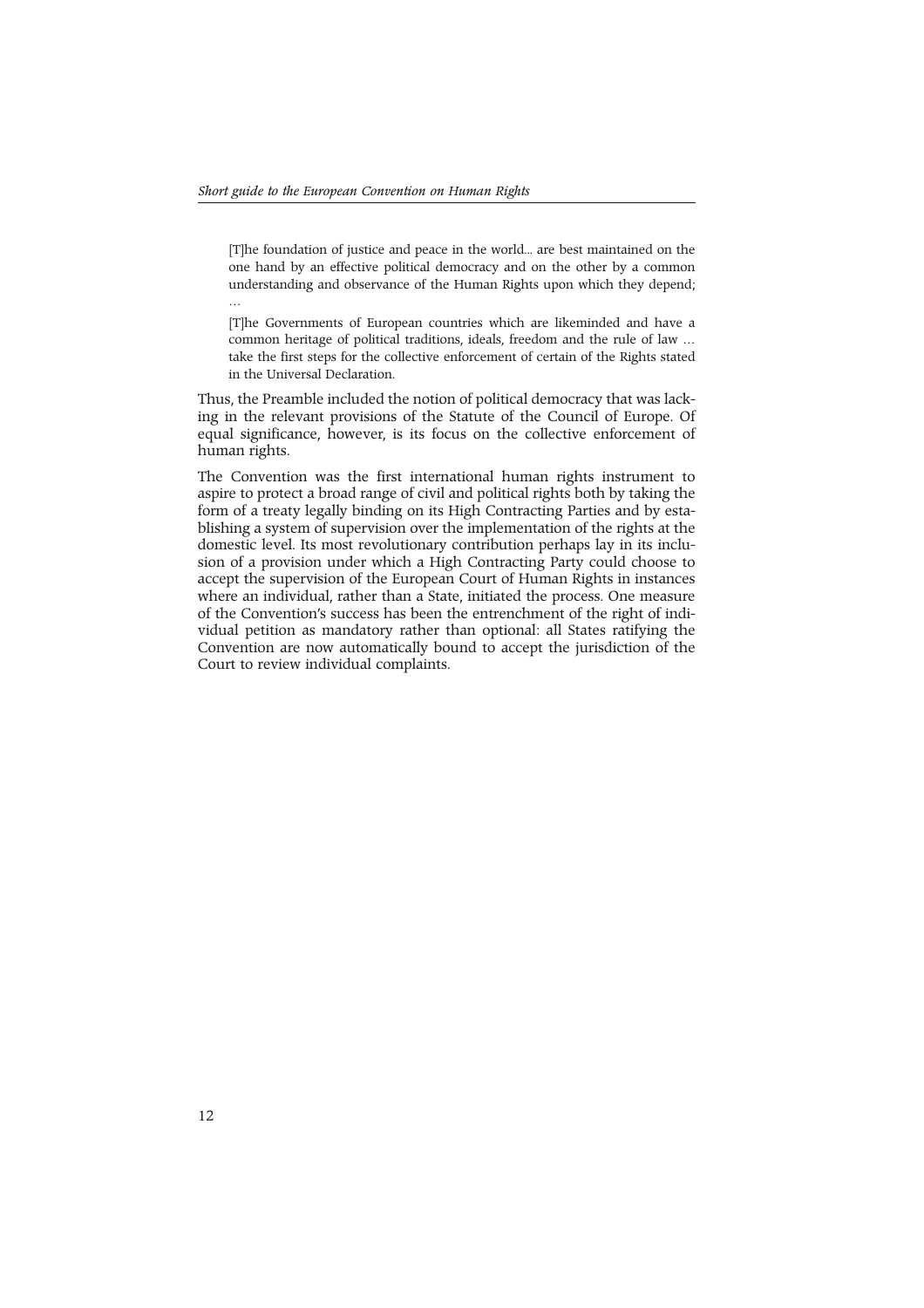> [T]he foundation of justice and peace in the world... are best maintained on the one hand by an effective political democracy and on the other by a common understanding and observance of the Human Rights upon which they depend;
>
> …
>
> [T]he Governments of European countries which are likeminded and have a common heritage of political traditions, ideals, freedom and the rule of law … take the first steps for the collective enforcement of certain of the Rights stated in the Universal Declaration.

Thus, the Preamble included the notion of political democracy that was lacking in the relevant provisions of the Statute of the Council of Europe. Of equal significance, however, is its focus on the collective enforcement of human rights.

The Convention was the first international human rights instrument to aspire to protect a broad range of civil and political rights both by taking the form of a treaty legally binding on its High Contracting Parties and by establishing a system of supervision over the implementation of the rights at the domestic level. Its most revolutionary contribution perhaps lay in its inclusion of a provision under which a High Contracting Party could choose to accept the supervision of the European Court of Human Rights in instances where an individual, rather than a State, initiated the process. One measure of the Convention's success has been the entrenchment of the right of individual petition as mandatory rather than optional: all States ratifying the Convention are now automatically bound to accept the jurisdiction of the Court to review individual complaints.